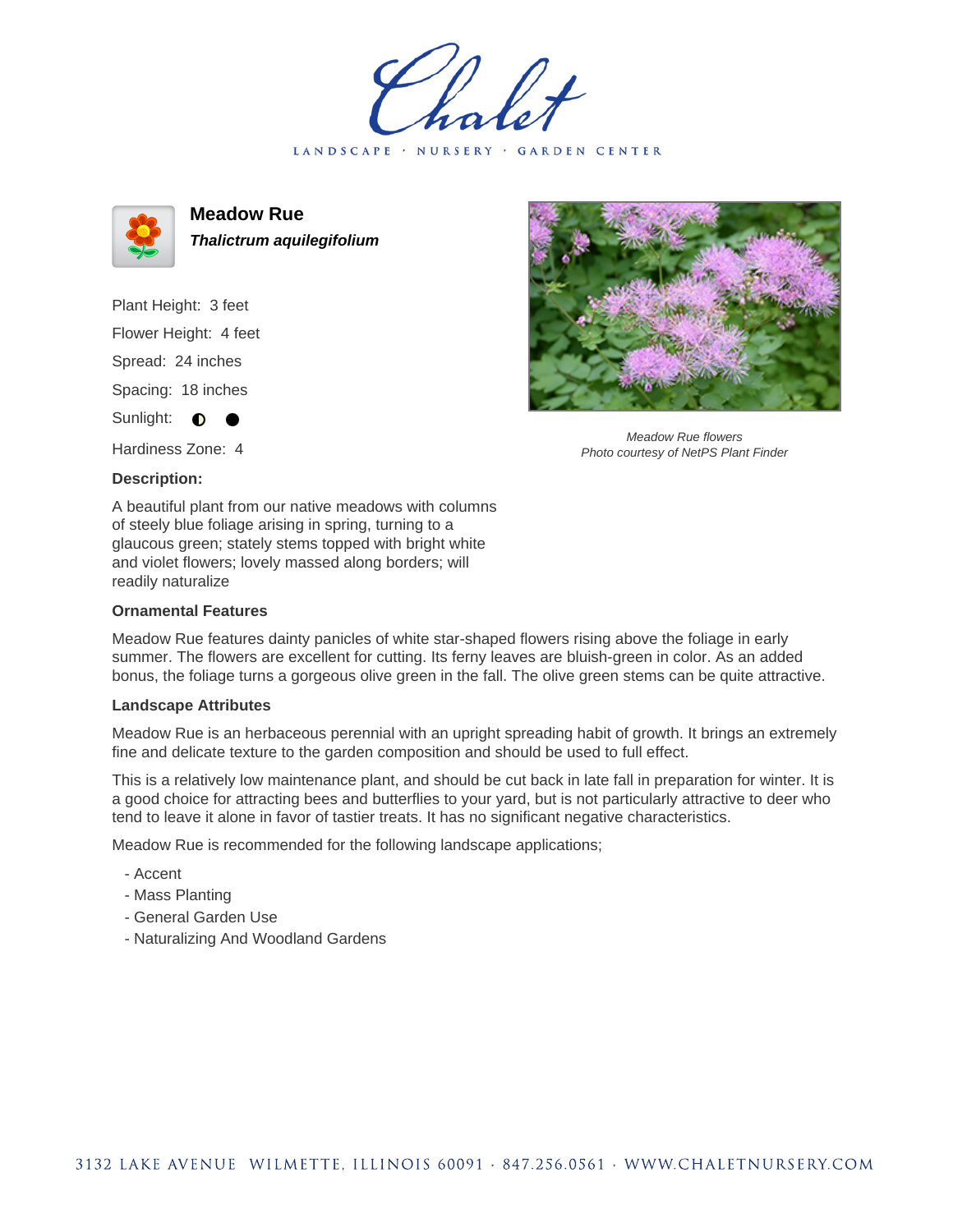# Chalet

LANDSCAPE · NURSERY · GARDEN CENTER

## Meadow Rue

***Thalictrum aquilegifolium***

Plant Height: 3 feet

Flower Height: 4 feet

Spread: 24 inches

Spacing: 18 inches

Sunlight: ◐ ●

Hardiness Zone: 4

Meadow Rue flowers
Photo courtesy of NetPS Plant Finder

### Description:

A beautiful plant from our native meadows with columns of steely blue foliage arising in spring, turning to a glaucous green; stately stems topped with bright white and violet flowers; lovely massed along borders; will readily naturalize

### Ornamental Features

Meadow Rue features dainty panicles of white star-shaped flowers rising above the foliage in early summer. The flowers are excellent for cutting. Its ferny leaves are bluish-green in color. As an added bonus, the foliage turns a gorgeous olive green in the fall. The olive green stems can be quite attractive.

### Landscape Attributes

Meadow Rue is an herbaceous perennial with an upright spreading habit of growth. It brings an extremely fine and delicate texture to the garden composition and should be used to full effect.

This is a relatively low maintenance plant, and should be cut back in late fall in preparation for winter. It is a good choice for attracting bees and butterflies to your yard, but is not particularly attractive to deer who tend to leave it alone in favor of tastier treats. It has no significant negative characteristics.

Meadow Rue is recommended for the following landscape applications;

- Accent
- Mass Planting
- General Garden Use
- Naturalizing And Woodland Gardens

3132 LAKE AVENUE WILMETTE, ILLINOIS 60091 · 847.256.0561 · WWW.CHALETNURSERY.COM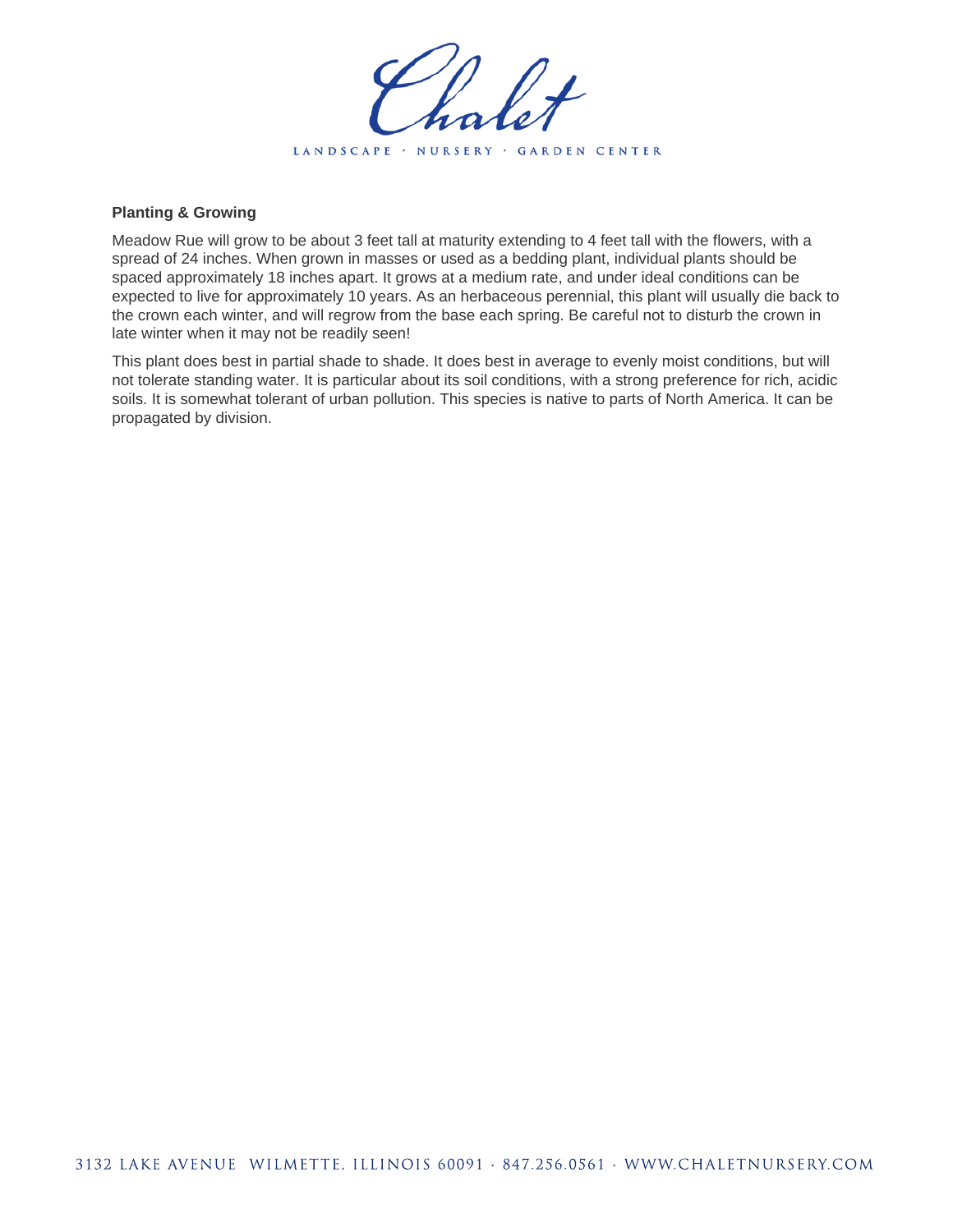### Planting & Growing

Meadow Rue will grow to be about 3 feet tall at maturity extending to 4 feet tall with the flowers, with a spread of 24 inches. When grown in masses or used as a bedding plant, individual plants should be spaced approximately 18 inches apart. It grows at a medium rate, and under ideal conditions can be expected to live for approximately 10 years. As an herbaceous perennial, this plant will usually die back to the crown each winter, and will regrow from the base each spring. Be careful not to disturb the crown in late winter when it may not be readily seen!

This plant does best in partial shade to shade. It does best in average to evenly moist conditions, but will not tolerate standing water. It is particular about its soil conditions, with a strong preference for rich, acidic soils. It is somewhat tolerant of urban pollution. This species is native to parts of North America. It can be propagated by division.